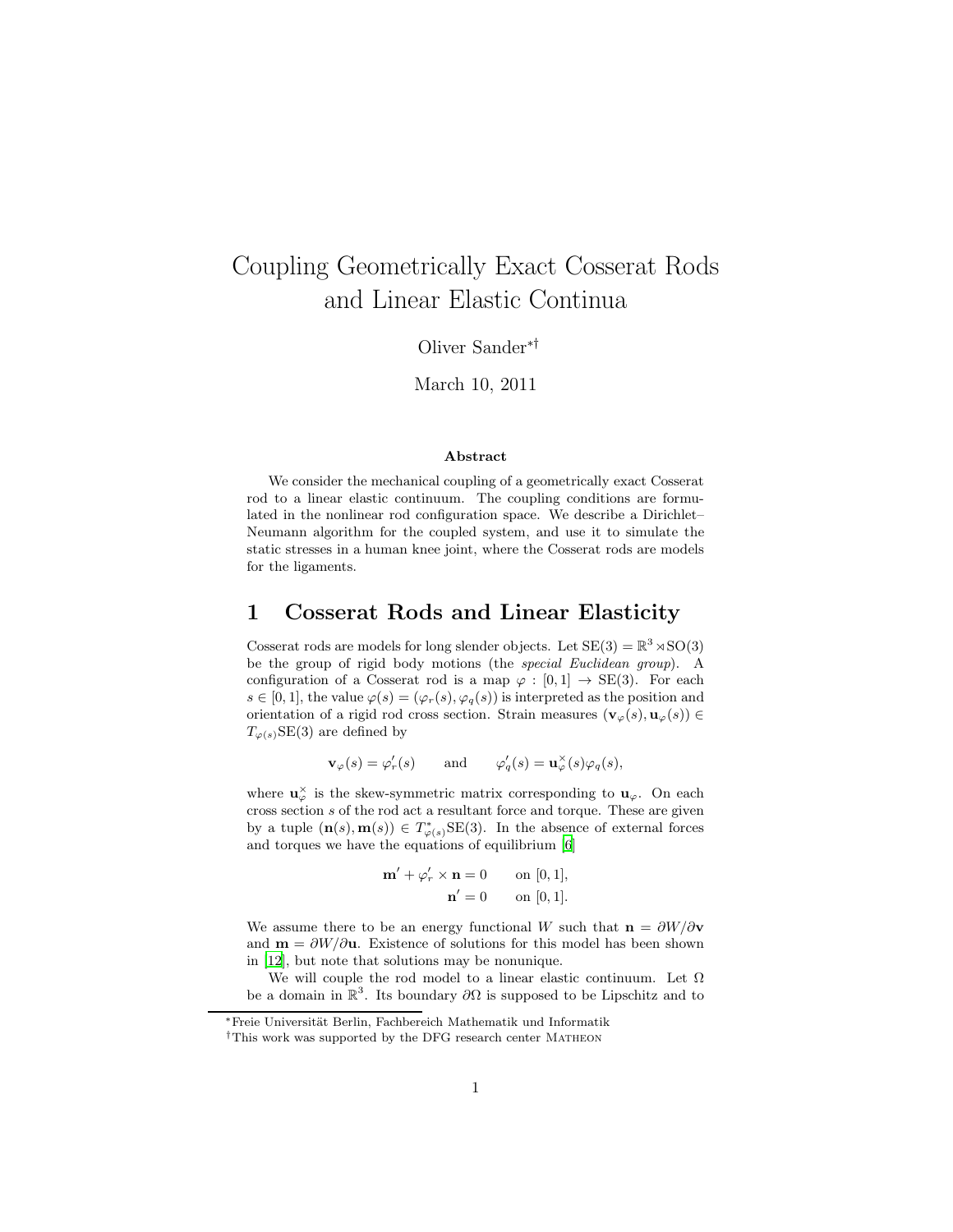# Coupling Geometrically Exact Cosserat Rods and Linear Elastic Continua

Oliver Sander[*][†]

March 10, 2011

### Abstract

We consider the mechanical coupling of a geometrically exact Cosserat rod to a linear elastic continuum. The coupling conditions are formulated in the nonlinear rod configuration space. We describe a Dirichlet–Neumann algorithm for the coupled system, and use it to simulate the static stresses in a human knee joint, where the Cosserat rods are models for the ligaments.

## 1 Cosserat Rods and Linear Elasticity

Cosserat rods are models for long slender objects. Let $\mathrm{SE}(3) = \mathbb{R}^3 \rtimes \mathrm{SO}(3)$ be the group of rigid body motions (the *special Euclidean group*). A configuration of a Cosserat rod is a map $\varphi : [0,1] \to \mathrm{SE}(3)$. For each $s \in [0,1]$, the value $\varphi(s) = (\varphi_r(s), \varphi_q(s))$ is interpreted as the position and orientation of a rigid rod cross section. Strain measures $(\mathbf{v}_\varphi(s), \mathbf{u}_\varphi(s)) \in T_{\varphi(s)}\mathrm{SE}(3)$ are defined by

$$\mathbf{v}_\varphi(s) = \varphi_r'(s) \qquad \text{and} \qquad \varphi_q'(s) = \mathbf{u}_\varphi^\times(s)\varphi_q(s),$$

where $\mathbf{u}_\varphi^\times$ is the skew-symmetric matrix corresponding to $\mathbf{u}_\varphi$. On each cross section $s$ of the rod act a resultant force and torque. These are given by a tuple $(\mathbf{n}(s), \mathbf{m}(s)) \in T^*_{\varphi(s)}\mathrm{SE}(3)$. In the absence of external forces and torques we have the equations of equilibrium [6]

$$\begin{aligned} \mathbf{m}' + \varphi_r' \times \mathbf{n} &= 0 \qquad \text{on } [0,1], \\ \mathbf{n}' &= 0 \qquad \text{on } [0,1]. \end{aligned}$$

We assume there to be an energy functional $W$ such that $\mathbf{n} = \partial W / \partial \mathbf{v}$ and $\mathbf{m} = \partial W / \partial \mathbf{u}$. Existence of solutions for this model has been shown in [12], but note that solutions may be nonunique.

We will couple the rod model to a linear elastic continuum. Let $\Omega$ be a domain in $\mathbb{R}^3$. Its boundary $\partial\Omega$ is supposed to be Lipschitz and to

---

[*] Freie Universität Berlin, Fachbereich Mathematik und Informatik

[†] This work was supported by the DFG research center Matheon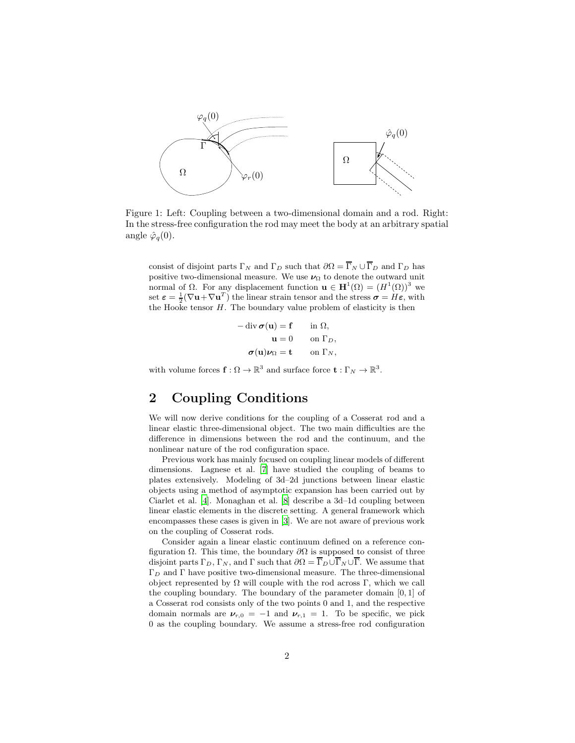Figure 1: Left: Coupling between a two-dimensional domain and a rod. Right: In the stress-free configuration the rod may meet the body at an arbitrary spatial angle $\hat{\varphi}_q(0)$.

consist of disjoint parts $\Gamma_N$ and $\Gamma_D$ such that $\partial\Omega = \overline{\Gamma}_N \cup \overline{\Gamma}_D$ and $\Gamma_D$ has positive two-dimensional measure. We use $\boldsymbol{\nu}_\Omega$ to denote the outward unit normal of $\Omega$. For any displacement function $\mathbf{u} \in \mathbf{H}^1(\Omega) = (H^1(\Omega))^3$ we set $\boldsymbol{\varepsilon} = \frac{1}{2}(\nabla \mathbf{u} + \nabla \mathbf{u}^T)$ the linear strain tensor and the stress $\boldsymbol{\sigma} = H\boldsymbol{\varepsilon}$, with the Hooke tensor $H$. The boundary value problem of elasticity is then

$$
\begin{aligned}
-\operatorname{div} \boldsymbol{\sigma}(\mathbf{u}) &= \mathbf{f} \qquad \text{in } \Omega, \\
\mathbf{u} &= 0 \qquad \text{on } \Gamma_D, \\
\boldsymbol{\sigma}(\mathbf{u})\boldsymbol{\nu}_\Omega &= \mathbf{t} \qquad \text{on } \Gamma_N,
\end{aligned}
$$

with volume forces $\mathbf{f} : \Omega \to \mathbb{R}^3$ and surface force $\mathbf{t} : \Gamma_N \to \mathbb{R}^3$.

## 2 Coupling Conditions

We will now derive conditions for the coupling of a Cosserat rod and a linear elastic three-dimensional object. The two main difficulties are the difference in dimensions between the rod and the continuum, and the nonlinear nature of the rod configuration space.

Previous work has mainly focused on coupling linear models of different dimensions. Lagnese et al. [7] have studied the coupling of beams to plates extensively. Modeling of 3d–2d junctions between linear elastic objects using a method of asymptotic expansion has been carried out by Ciarlet et al. [4]. Monaghan et al. [8] describe a 3d–1d coupling between linear elastic elements in the discrete setting. A general framework which encompasses these cases is given in [3]. We are not aware of previous work on the coupling of Cosserat rods.

Consider again a linear elastic continuum defined on a reference configuration $\Omega$. This time, the boundary $\partial\Omega$ is supposed to consist of three disjoint parts $\Gamma_D$, $\Gamma_N$, and $\Gamma$ such that $\partial\Omega = \overline{\Gamma}_D \cup \overline{\Gamma}_N \cup \overline{\Gamma}$. We assume that $\Gamma_D$ and $\Gamma$ have positive two-dimensional measure. The three-dimensional object represented by $\Omega$ will couple with the rod across $\Gamma$, which we call the coupling boundary. The boundary of the parameter domain $[0, 1]$ of a Cosserat rod consists only of the two points 0 and 1, and the respective domain normals are $\boldsymbol{\nu}_{r,0} = -1$ and $\boldsymbol{\nu}_{r,1} = 1$. To be specific, we pick 0 as the coupling boundary. We assume a stress-free rod configuration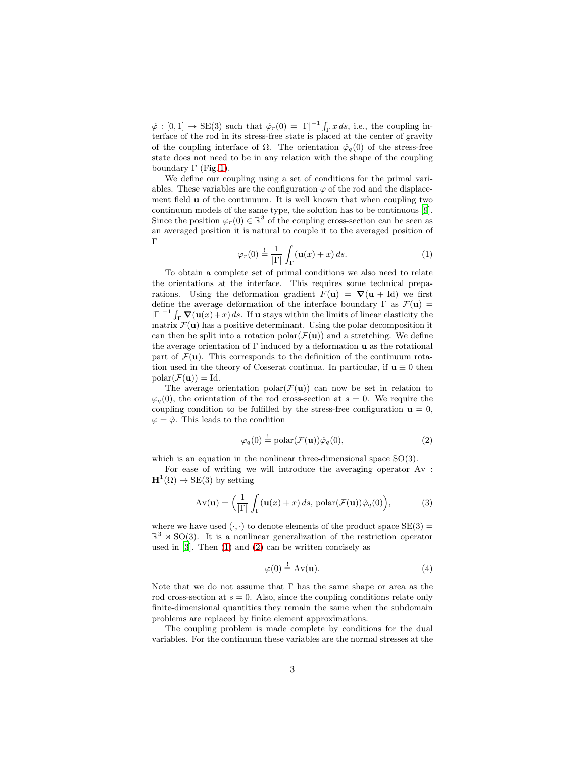$\hat{\varphi} : [0,1] \to \mathrm{SE}(3)$ such that $\hat{\varphi}_r(0) = |\Gamma|^{-1} \int_\Gamma x \, ds$, i.e., the coupling interface of the rod in its stress-free state is placed at the center of gravity of the coupling interface of $\Omega$. The orientation $\hat{\varphi}_q(0)$ of the stress-free state does not need to be in any relation with the shape of the coupling boundary $\Gamma$ (Fig. 1).

We define our coupling using a set of conditions for the primal variables. These variables are the configuration $\varphi$ of the rod and the displacement field $\mathbf{u}$ of the continuum. It is well known that when coupling two continuum models of the same type, the solution has to be continuous [9]. Since the position $\varphi_r(0) \in \mathbb{R}^3$ of the coupling cross-section can be seen as an averaged position it is natural to couple it to the averaged position of $\Gamma$

$$\varphi_r(0) \stackrel{!}{=} \frac{1}{|\Gamma|} \int_\Gamma (\mathbf{u}(x) + x) \, ds. \tag{1}$$

To obtain a complete set of primal conditions we also need to relate the orientations at the interface. This requires some technical preparations. Using the deformation gradient $F(\mathbf{u}) = \boldsymbol{\nabla}(\mathbf{u} + \mathrm{Id})$ we first define the average deformation of the interface boundary $\Gamma$ as $\mathcal{F}(\mathbf{u}) = |\Gamma|^{-1} \int_\Gamma \boldsymbol{\nabla}(\mathbf{u}(x) + x) \, ds$. If $\mathbf{u}$ stays within the limits of linear elasticity the matrix $\mathcal{F}(\mathbf{u})$ has a positive determinant. Using the polar decomposition it can then be split into a rotation $\mathrm{polar}(\mathcal{F}(\mathbf{u}))$ and a stretching. We define the average orientation of $\Gamma$ induced by a deformation $\mathbf{u}$ as the rotational part of $\mathcal{F}(\mathbf{u})$. This corresponds to the definition of the continuum rotation used in the theory of Cosserat continua. In particular, if $\mathbf{u} \equiv 0$ then $\mathrm{polar}(\mathcal{F}(\mathbf{u})) = \mathrm{Id}$.

The average orientation $\mathrm{polar}(\mathcal{F}(\mathbf{u}))$ can now be set in relation to $\varphi_q(0)$, the orientation of the rod cross-section at $s = 0$. We require the coupling condition to be fulfilled by the stress-free configuration $\mathbf{u} = 0$, $\varphi = \hat{\varphi}$. This leads to the condition

$$\varphi_q(0) \stackrel{!}{=} \mathrm{polar}(\mathcal{F}(\mathbf{u})) \hat{\varphi}_q(0), \tag{2}$$

which is an equation in the nonlinear three-dimensional space $\mathrm{SO}(3)$.

For ease of writing we will introduce the averaging operator $\mathrm{Av} : \mathbf{H}^1(\Omega) \to \mathrm{SE}(3)$ by setting

$$\mathrm{Av}(\mathbf{u}) = \Big( \frac{1}{|\Gamma|} \int_\Gamma (\mathbf{u}(x) + x) \, ds, \, \mathrm{polar}(\mathcal{F}(\mathbf{u})) \hat{\varphi}_q(0) \Big), \tag{3}$$

where we have used $(\cdot, \cdot)$ to denote elements of the product space $\mathrm{SE}(3) = \mathbb{R}^3 \rtimes \mathrm{SO}(3)$. It is a nonlinear generalization of the restriction operator used in [3]. Then (1) and (2) can be written concisely as

$$\varphi(0) \stackrel{!}{=} \mathrm{Av}(\mathbf{u}). \tag{4}$$

Note that we do not assume that $\Gamma$ has the same shape or area as the rod cross-section at $s = 0$. Also, since the coupling conditions relate only finite-dimensional quantities they remain the same when the subdomain problems are replaced by finite element approximations.

The coupling problem is made complete by conditions for the dual variables. For the continuum these variables are the normal stresses at the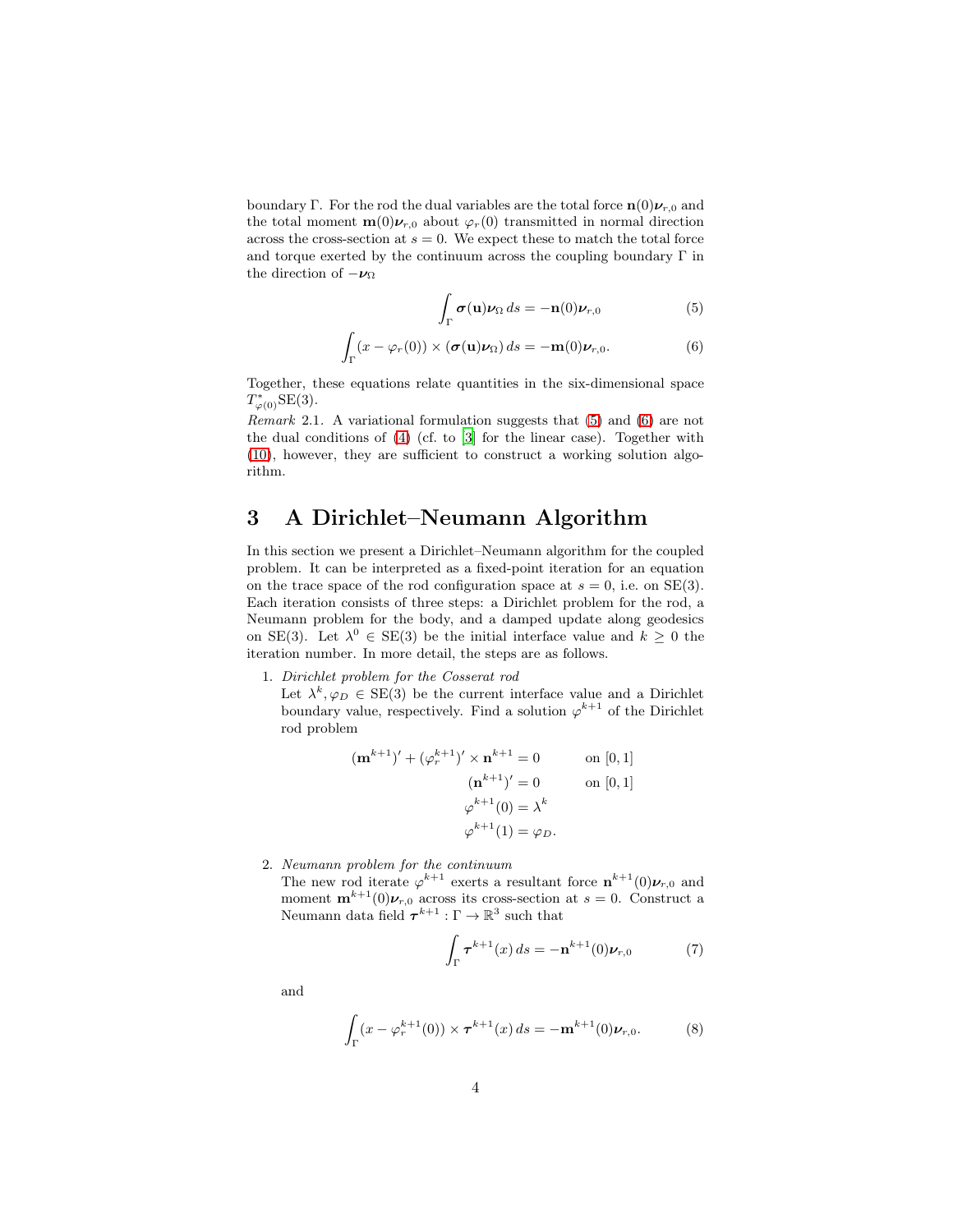boundary $\Gamma$. For the rod the dual variables are the total force $\mathbf{n}(0)\boldsymbol{\nu}_{r,0}$ and the total moment $\mathbf{m}(0)\boldsymbol{\nu}_{r,0}$ about $\varphi_r(0)$ transmitted in normal direction across the cross-section at $s = 0$. We expect these to match the total force and torque exerted by the continuum across the coupling boundary $\Gamma$ in the direction of $-\boldsymbol{\nu}_\Omega$

$$\int_\Gamma \boldsymbol{\sigma}(\mathbf{u})\boldsymbol{\nu}_\Omega \, ds = -\mathbf{n}(0)\boldsymbol{\nu}_{r,0} \tag{5}$$

$$\int_\Gamma (x - \varphi_r(0)) \times (\boldsymbol{\sigma}(\mathbf{u})\boldsymbol{\nu}_\Omega) \, ds = -\mathbf{m}(0)\boldsymbol{\nu}_{r,0}. \tag{6}$$

Together, these equations relate quantities in the six-dimensional space $T^*_{\varphi(0)}\mathrm{SE}(3)$.

*Remark* 2.1. A variational formulation suggests that (5) and (6) are not the dual conditions of (4) (cf. to [3] for the linear case). Together with (10), however, they are sufficient to construct a working solution algorithm.

## 3 A Dirichlet–Neumann Algorithm

In this section we present a Dirichlet–Neumann algorithm for the coupled problem. It can be interpreted as a fixed-point iteration for an equation on the trace space of the rod configuration space at $s = 0$, i.e. on $\mathrm{SE}(3)$. Each iteration consists of three steps: a Dirichlet problem for the rod, a Neumann problem for the body, and a damped update along geodesics on $\mathrm{SE}(3)$. Let $\lambda^0 \in \mathrm{SE}(3)$ be the initial interface value and $k \geq 0$ the iteration number. In more detail, the steps are as follows.

1. *Dirichlet problem for the Cosserat rod*
   Let $\lambda^k, \varphi_D \in \mathrm{SE}(3)$ be the current interface value and a Dirichlet boundary value, respectively. Find a solution $\varphi^{k+1}$ of the Dirichlet rod problem

$$
\begin{aligned}
(\mathbf{m}^{k+1})' + (\varphi_r^{k+1})' \times \mathbf{n}^{k+1} &= 0 \qquad \text{on } [0,1] \\
(\mathbf{n}^{k+1})' &= 0 \qquad \text{on } [0,1] \\
\varphi^{k+1}(0) &= \lambda^k \\
\varphi^{k+1}(1) &= \varphi_D.
\end{aligned}
$$

2. *Neumann problem for the continuum*
   The new rod iterate $\varphi^{k+1}$ exerts a resultant force $\mathbf{n}^{k+1}(0)\boldsymbol{\nu}_{r,0}$ and moment $\mathbf{m}^{k+1}(0)\boldsymbol{\nu}_{r,0}$ across its cross-section at $s = 0$. Construct a Neumann data field $\boldsymbol{\tau}^{k+1} : \Gamma \to \mathbb{R}^3$ such that

$$\int_\Gamma \boldsymbol{\tau}^{k+1}(x) \, ds = -\mathbf{n}^{k+1}(0)\boldsymbol{\nu}_{r,0} \tag{7}$$

   and

$$\int_\Gamma (x - \varphi_r^{k+1}(0)) \times \boldsymbol{\tau}^{k+1}(x) \, ds = -\mathbf{m}^{k+1}(0)\boldsymbol{\nu}_{r,0}. \tag{8}$$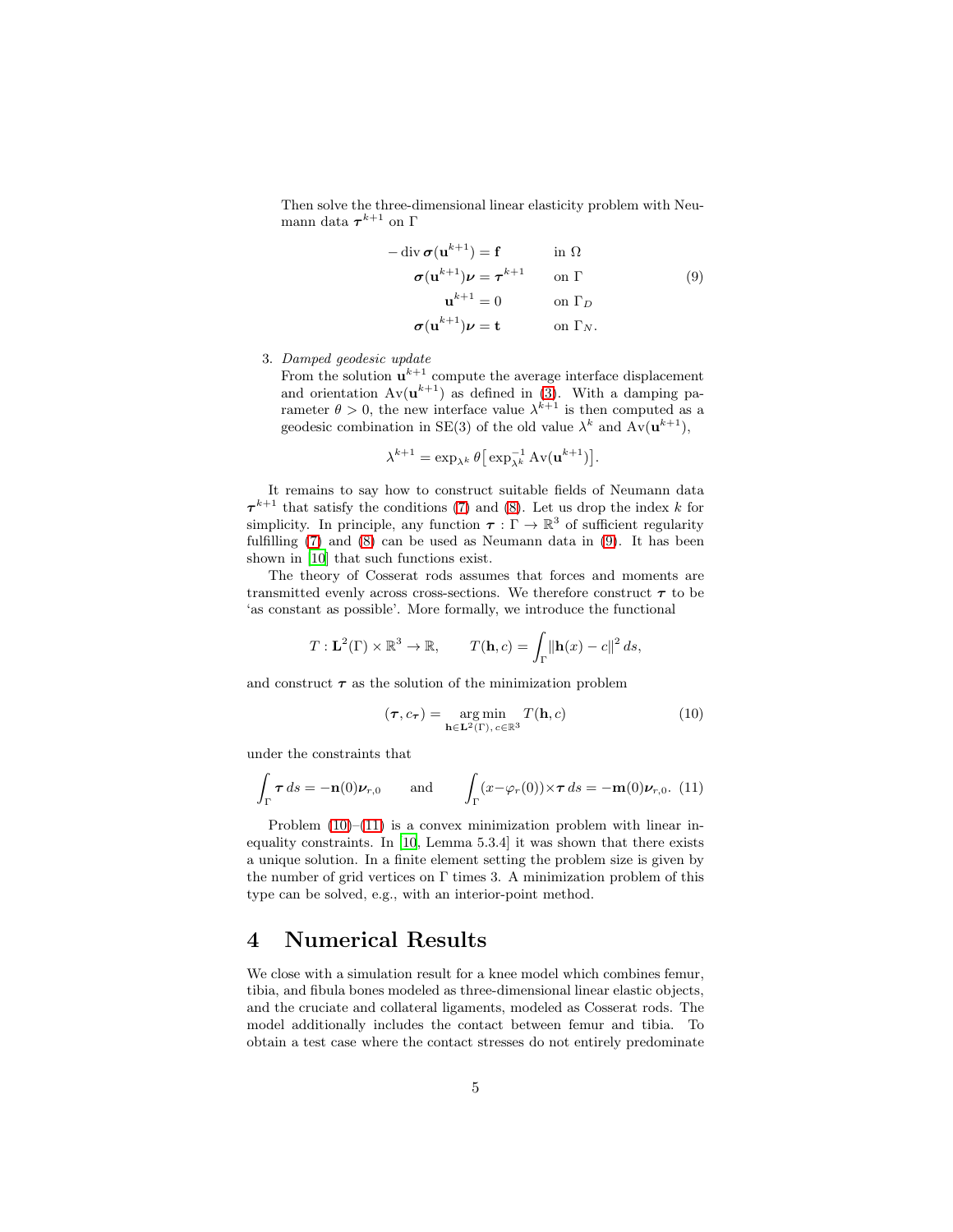Then solve the three-dimensional linear elasticity problem with Neumann data $\boldsymbol{\tau}^{k+1}$ on $\Gamma$

$$
\begin{aligned}
-\operatorname{div} \boldsymbol{\sigma}(\mathbf{u}^{k+1}) &= \mathbf{f} && \text{in } \Omega \\
\boldsymbol{\sigma}(\mathbf{u}^{k+1})\boldsymbol{\nu} &= \boldsymbol{\tau}^{k+1} && \text{on } \Gamma \\
\mathbf{u}^{k+1} &= 0 && \text{on } \Gamma_D \\
\boldsymbol{\sigma}(\mathbf{u}^{k+1})\boldsymbol{\nu} &= \mathbf{t} && \text{on } \Gamma_N.
\end{aligned}
\tag{9}
$$

3. *Damped geodesic update*
   From the solution $\mathbf{u}^{k+1}$ compute the average interface displacement and orientation $\operatorname{Av}(\mathbf{u}^{k+1})$ as defined in (3). With a damping parameter $\theta > 0$, the new interface value $\lambda^{k+1}$ is then computed as a geodesic combination in SE(3) of the old value $\lambda^k$ and $\operatorname{Av}(\mathbf{u}^{k+1})$,

$$
\lambda^{k+1} = \exp_{\lambda^k} \theta \big[ \exp^{-1}_{\lambda^k} \operatorname{Av}(\mathbf{u}^{k+1}) \big].
$$

It remains to say how to construct suitable fields of Neumann data $\boldsymbol{\tau}^{k+1}$ that satisfy the conditions (7) and (8). Let us drop the index $k$ for simplicity. In principle, any function $\boldsymbol{\tau} : \Gamma \to \mathbb{R}^3$ of sufficient regularity fulfilling (7) and (8) can be used as Neumann data in (9). It has been shown in [10] that such functions exist.

The theory of Cosserat rods assumes that forces and moments are transmitted evenly across cross-sections. We therefore construct $\boldsymbol{\tau}$ to be 'as constant as possible'. More formally, we introduce the functional

$$
T : \mathbf{L}^2(\Gamma) \times \mathbb{R}^3 \to \mathbb{R}, \qquad T(\mathbf{h}, c) = \int_\Gamma \|\mathbf{h}(x) - c\|^2 \, ds,
$$

and construct $\boldsymbol{\tau}$ as the solution of the minimization problem

$$
(\boldsymbol{\tau}, c_{\boldsymbol{\tau}}) = \operatorname*{arg\,min}_{\mathbf{h} \in \mathbf{L}^2(\Gamma),\, c \in \mathbb{R}^3} T(\mathbf{h}, c)
\tag{10}
$$

under the constraints that

$$
\int_\Gamma \boldsymbol{\tau} \, ds = -\mathbf{n}(0)\boldsymbol{\nu}_{r,0} \qquad \text{and} \qquad \int_\Gamma (x - \varphi_r(0)) \times \boldsymbol{\tau} \, ds = -\mathbf{m}(0)\boldsymbol{\nu}_{r,0}.
\tag{11}
$$

Problem (10)–(11) is a convex minimization problem with linear inequality constraints. In [10, Lemma 5.3.4] it was shown that there exists a unique solution. In a finite element setting the problem size is given by the number of grid vertices on $\Gamma$ times 3. A minimization problem of this type can be solved, e.g., with an interior-point method.

# 4 Numerical Results

We close with a simulation result for a knee model which combines femur, tibia, and fibula bones modeled as three-dimensional linear elastic objects, and the cruciate and collateral ligaments, modeled as Cosserat rods. The model additionally includes the contact between femur and tibia. To obtain a test case where the contact stresses do not entirely predominate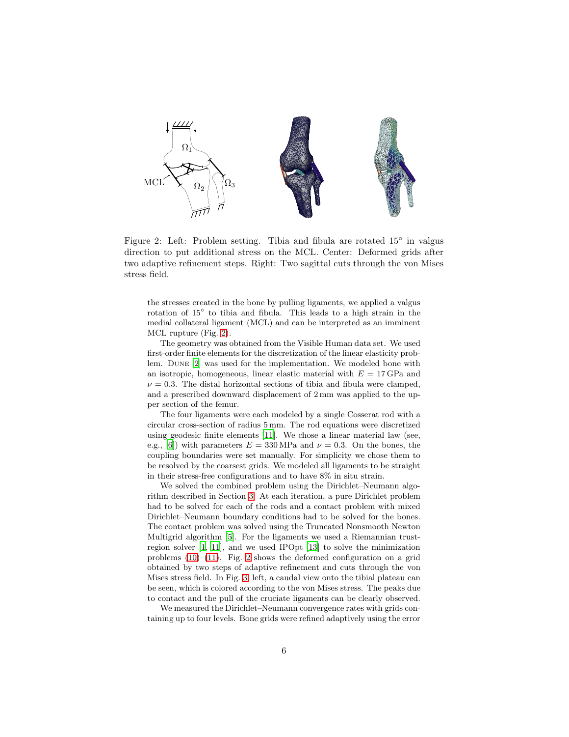Figure 2: Left: Problem setting. Tibia and fibula are rotated 15° in valgus direction to put additional stress on the MCL. Center: Deformed grids after two adaptive refinement steps. Right: Two sagittal cuts through the von Mises stress field.

the stresses created in the bone by pulling ligaments, we applied a valgus rotation of 15° to tibia and fibula. This leads to a high strain in the medial collateral ligament (MCL) and can be interpreted as an imminent MCL rupture (Fig. 2).

The geometry was obtained from the Visible Human data set. We used first-order finite elements for the discretization of the linear elasticity problem. Dune [2] was used for the implementation. We modeled bone with an isotropic, homogeneous, linear elastic material with $E = 17\,\text{GPa}$ and $\nu = 0.3$. The distal horizontal sections of tibia and fibula were clamped, and a prescribed downward displacement of 2 mm was applied to the upper section of the femur.

The four ligaments were each modeled by a single Cosserat rod with a circular cross-section of radius 5 mm. The rod equations were discretized using geodesic finite elements [11]. We chose a linear material law (see, e.g., [6]) with parameters $E = 330\,\text{MPa}$ and $\nu = 0.3$. On the bones, the coupling boundaries were set manually. For simplicity we chose them to be resolved by the coarsest grids. We modeled all ligaments to be straight in their stress-free configurations and to have 8% in situ strain.

We solved the combined problem using the Dirichlet–Neumann algorithm described in Section 3. At each iteration, a pure Dirichlet problem had to be solved for each of the rods and a contact problem with mixed Dirichlet–Neumann boundary conditions had to be solved for the bones. The contact problem was solved using the Truncated Nonsmooth Newton Multigrid algorithm [5]. For the ligaments we used a Riemannian trust-region solver [1, 11], and we used IPOpt [13] to solve the minimization problems (10)–(11). Fig. 2 shows the deformed configuration on a grid obtained by two steps of adaptive refinement and cuts through the von Mises stress field. In Fig. 3, left, a caudal view onto the tibial plateau can be seen, which is colored according to the von Mises stress. The peaks due to contact and the pull of the cruciate ligaments can be clearly observed.

We measured the Dirichlet–Neumann convergence rates with grids containing up to four levels. Bone grids were refined adaptively using the error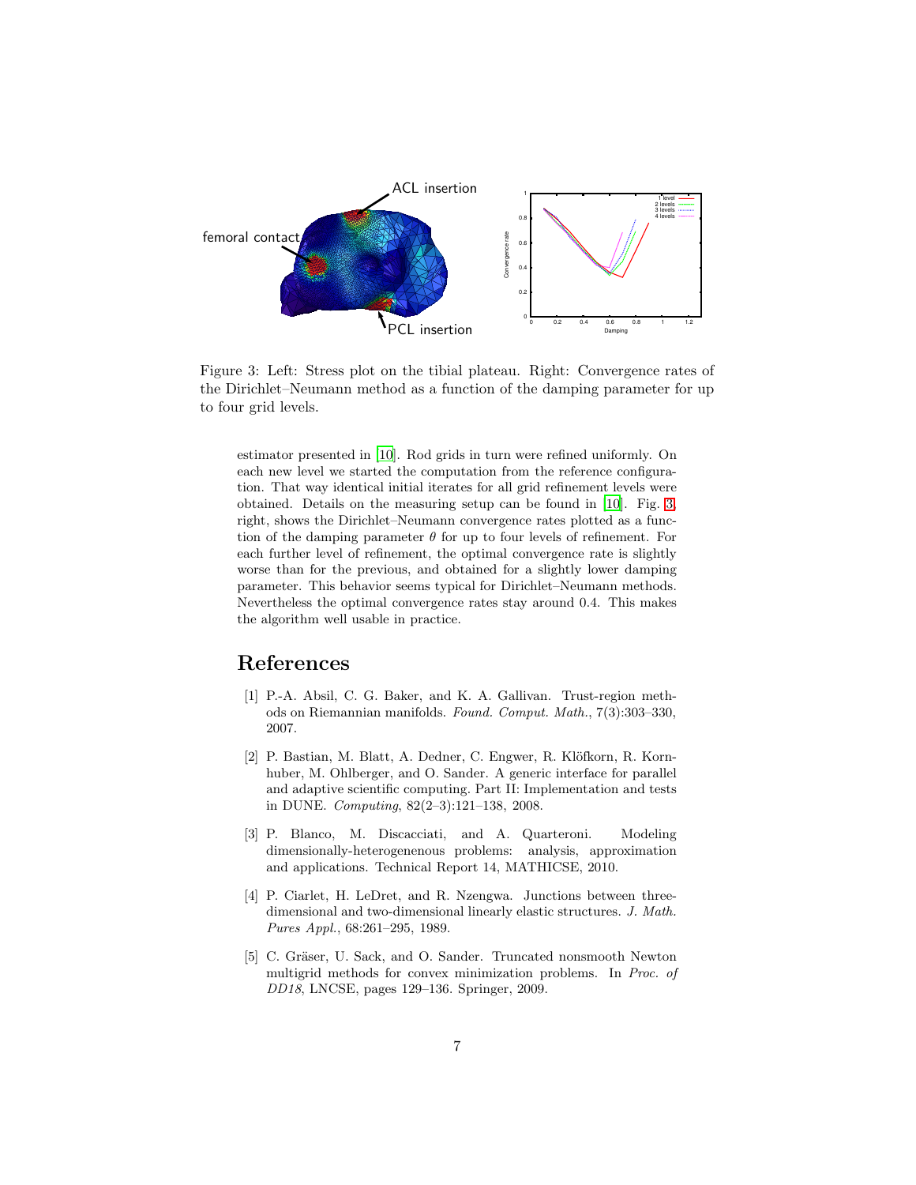Figure 3: Left: Stress plot on the tibial plateau. Right: Convergence rates of the Dirichlet–Neumann method as a function of the damping parameter for up to four grid levels.

estimator presented in [10]. Rod grids in turn were refined uniformly. On each new level we started the computation from the reference configuration. That way identical initial iterates for all grid refinement levels were obtained. Details on the measuring setup can be found in [10]. Fig. 3, right, shows the Dirichlet–Neumann convergence rates plotted as a function of the damping parameter $\theta$ for up to four levels of refinement. For each further level of refinement, the optimal convergence rate is slightly worse than for the previous, and obtained for a slightly lower damping parameter. This behavior seems typical for Dirichlet–Neumann methods. Nevertheless the optimal convergence rates stay around 0.4. This makes the algorithm well usable in practice.

# References

[1] P.-A. Absil, C. G. Baker, and K. A. Gallivan. Trust-region methods on Riemannian manifolds. *Found. Comput. Math.*, 7(3):303–330, 2007.

[2] P. Bastian, M. Blatt, A. Dedner, C. Engwer, R. Klöfkorn, R. Kornhuber, M. Ohlberger, and O. Sander. A generic interface for parallel and adaptive scientific computing. Part II: Implementation and tests in DUNE. *Computing*, 82(2–3):121–138, 2008.

[3] P. Blanco, M. Discacciati, and A. Quarteroni. Modeling dimensionally-heterogenenous problems: analysis, approximation and applications. Technical Report 14, MATHICSE, 2010.

[4] P. Ciarlet, H. LeDret, and R. Nzengwa. Junctions between three-dimensional and two-dimensional linearly elastic structures. *J. Math. Pures Appl.*, 68:261–295, 1989.

[5] C. Gräser, U. Sack, and O. Sander. Truncated nonsmooth Newton multigrid methods for convex minimization problems. In *Proc. of DD18*, LNCSE, pages 129–136. Springer, 2009.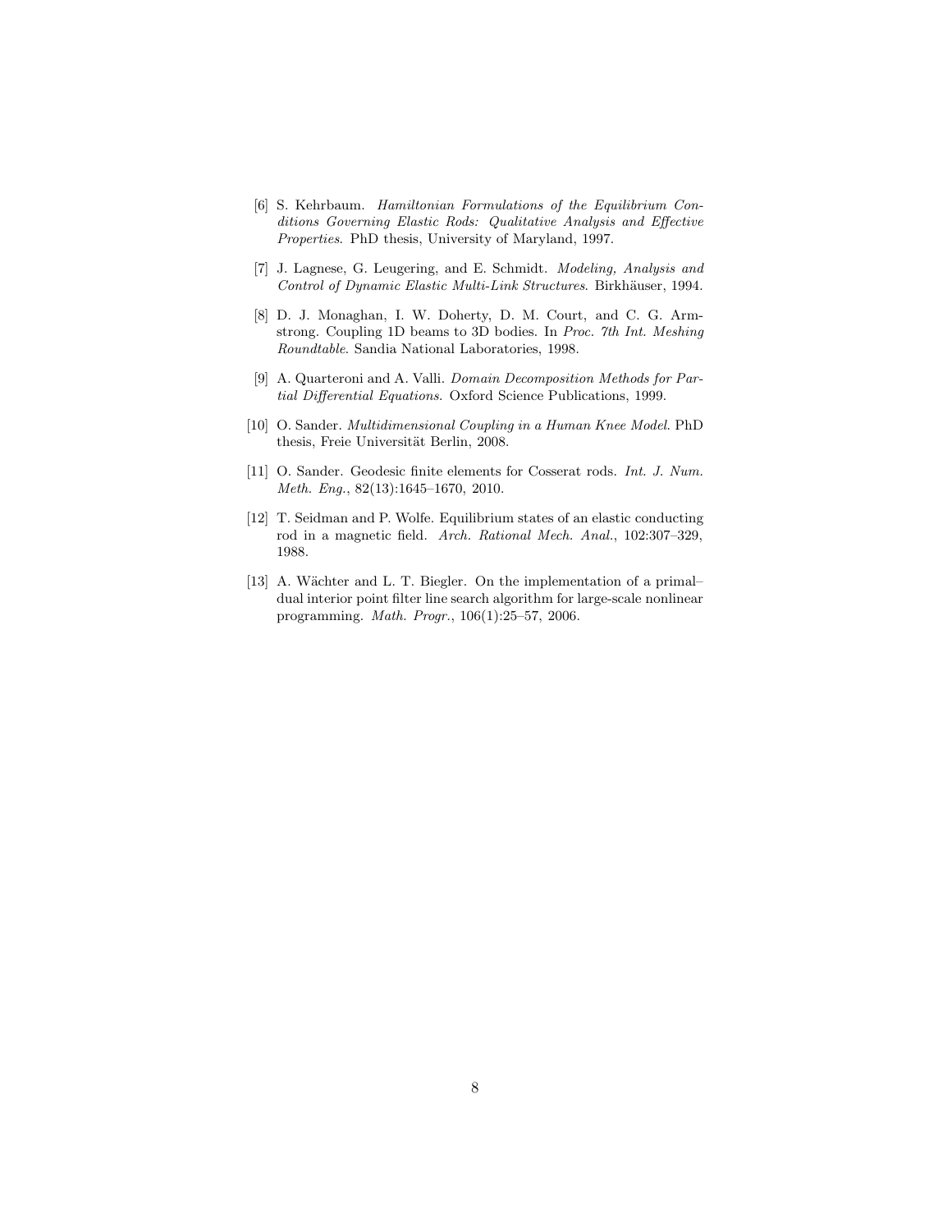[6] S. Kehrbaum. *Hamiltonian Formulations of the Equilibrium Conditions Governing Elastic Rods: Qualitative Analysis and Effective Properties*. PhD thesis, University of Maryland, 1997.

[7] J. Lagnese, G. Leugering, and E. Schmidt. *Modeling, Analysis and Control of Dynamic Elastic Multi-Link Structures*. Birkhäuser, 1994.

[8] D. J. Monaghan, I. W. Doherty, D. M. Court, and C. G. Armstrong. Coupling 1D beams to 3D bodies. In *Proc. 7th Int. Meshing Roundtable*. Sandia National Laboratories, 1998.

[9] A. Quarteroni and A. Valli. *Domain Decomposition Methods for Partial Differential Equations*. Oxford Science Publications, 1999.

[10] O. Sander. *Multidimensional Coupling in a Human Knee Model*. PhD thesis, Freie Universität Berlin, 2008.

[11] O. Sander. Geodesic finite elements for Cosserat rods. *Int. J. Num. Meth. Eng.*, 82(13):1645–1670, 2010.

[12] T. Seidman and P. Wolfe. Equilibrium states of an elastic conducting rod in a magnetic field. *Arch. Rational Mech. Anal.*, 102:307–329, 1988.

[13] A. Wächter and L. T. Biegler. On the implementation of a primal–dual interior point filter line search algorithm for large-scale nonlinear programming. *Math. Progr.*, 106(1):25–57, 2006.